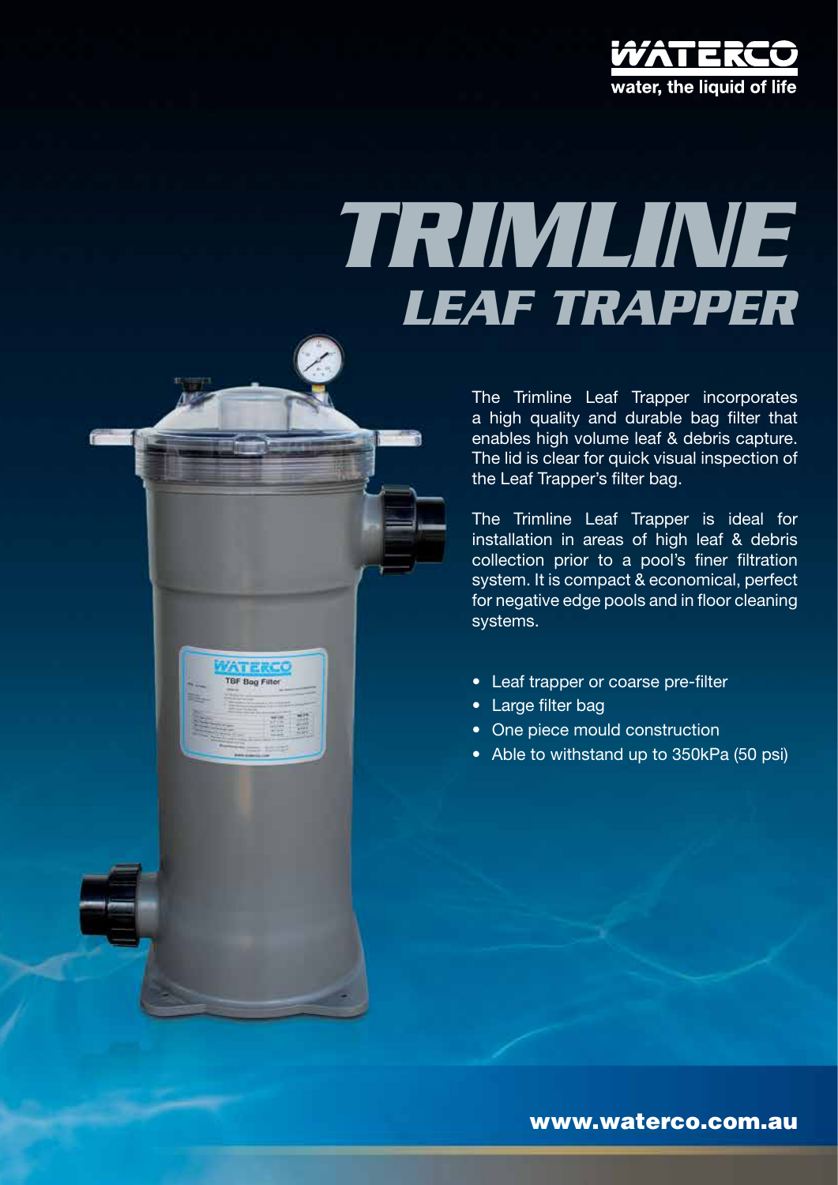WATERCO
water, the liquid of life

# TRIMLINE
## LEAF TRAPPER

The Trimline Leaf Trapper incorporates a high quality and durable bag filter that enables high volume leaf & debris capture. The lid is clear for quick visual inspection of the Leaf Trapper's filter bag.

The Trimline Leaf Trapper is ideal for installation in areas of high leaf & debris collection prior to a pool's finer filtration system. It is compact & economical, perfect for negative edge pools and in floor cleaning systems.

- Leaf trapper or coarse pre-filter
- Large filter bag
- One piece mould construction
- Able to withstand up to 350kPa (50 psi)

**www.waterco.com.au**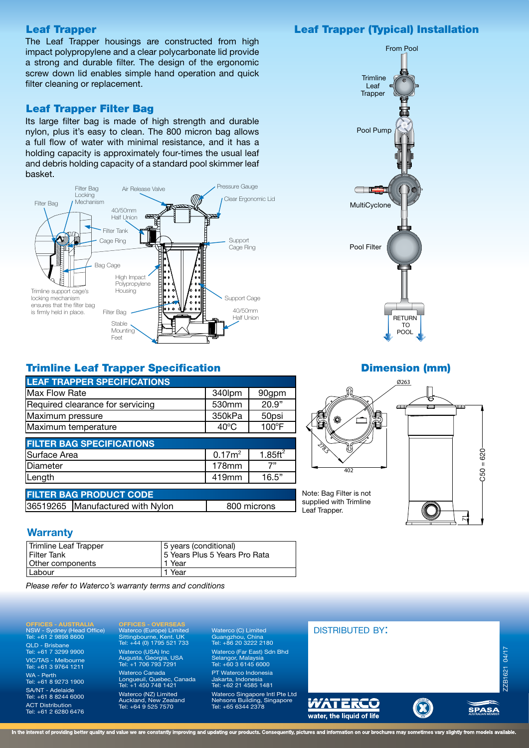## Leaf Trapper

The Leaf Trapper housings are constructed from high impact polypropylene and a clear polycarbonate lid provide a strong and durable filter. The design of the ergonomic screw down lid enables simple hand operation and quick filter cleaning or replacement.

## Leaf Trapper Filter Bag

Its large filter bag is made of high strength and durable nylon, plus it's easy to clean. The 800 micron bag allows a full flow of water with minimal resistance, and it has a holding capacity is approximately four-times the usual leaf and debris holding capacity of a standard pool skimmer leaf basket.

Filter Bag
Filter Bag Locking Mechanism
Air Release Valve
Pressure Gauge
Clear Ergonomic Lid
40/50mm Half Union
Filter Tank
Cage Ring
Support Cage Ring
Bag Cage
High Impact Polypropylene Housing
Trimline support cage's locking mechanism ensures that the filter bag is firmly held in place.
Filter Bag
Support Cage
40/50mm Half Union
Stable Mounting Feet

## Leaf Trapper (Typical) Installation

From Pool
Trimline Leaf Trapper
Pool Pump
MultiCyclone
Pool Filter
RETURN TO POOL

## Trimline Leaf Trapper Specification

| LEAF TRAPPER SPECIFICATIONS | | |
|---|---|---|
| Max Flow Rate | 340lpm | 90gpm |
| Required clearance for servicing | 530mm | 20.9" |
| Maximum pressure | 350kPa | 50psi |
| Maximum temperature | 40°C | 100°F |

| FILTER BAG SPECIFICATIONS | | |
|---|---|---|
| Surface Area | $0.17m^2$ | $1.85ft^2$ |
| Diameter | 178mm | 7" |
| Length | 419mm | 16.5" |

| FILTER BAG PRODUCT CODE | | |
|---|---|---|
| 36519265 | Manufactured with Nylon | 800 microns |

## Dimension (mm)

Ø263
278.5
402
C50 = 620
71

Note: Bag Filter is not supplied with Trimline Leaf Trapper.

## Warranty

| | |
|---|---|
| Trimline Leaf Trapper | 5 years (conditional) |
| Filter Tank | 5 Years Plus 5 Years Pro Rata |
| Other components | 1 Year |
| Labour | 1 Year |

*Please refer to Waterco's warranty terms and conditions*

**OFFICES - AUSTRALIA**
NSW - Sydney (Head Office)
Tel: +61 2 9898 8600
QLD - Brisbane
Tel: +61 7 3299 9900
VIC/TAS - Melbourne
Tel: +61 3 9764 1211
WA - Perth
Tel: +61 8 9273 1900
SA/NT - Adelaide
Tel: +61 8 8244 6000
ACT Distribution
Tel: +61 2 6280 6476

**OFFICES - OVERSEAS**
Waterco (Europe) Limited
Sittingbourne, Kent. UK
Tel: +44 (0) 1795 521 733
Waterco (USA) Inc
Augusta, Georgia, USA
Tel: +1 706 793 7291
Waterco Canada
Longueuil, Quebec, Canada
Tel: +1 450 748 1421
Waterco (NZ) Limited
Auckland, New Zealand
Tel: +64 9 525 7570

Waterco (C) Limited
Guangzhou, China
Tel: +86 20 3222 2180
Waterco (Far East) Sdn Bhd
Selangor, Malaysia
Tel: +60 3 6145 6000
PT Waterco Indonesia
Jakarta, Indonesia
Tel: +62 21 4585 1481
Waterco Singapore Intl Pte Ltd
Nehsons Building, Singapore
Tel: +65 6344 2378

DISTRIBUTED BY:

WATERCO water, the liquid of life

SPASA AUSTRALIAN MEMBER

ZZB1621 04/17

In the interest of providing better quality and value we are constantly improving and updating our products. Consequently, pictures and information on our brochures may sometimes vary slightly from models available.